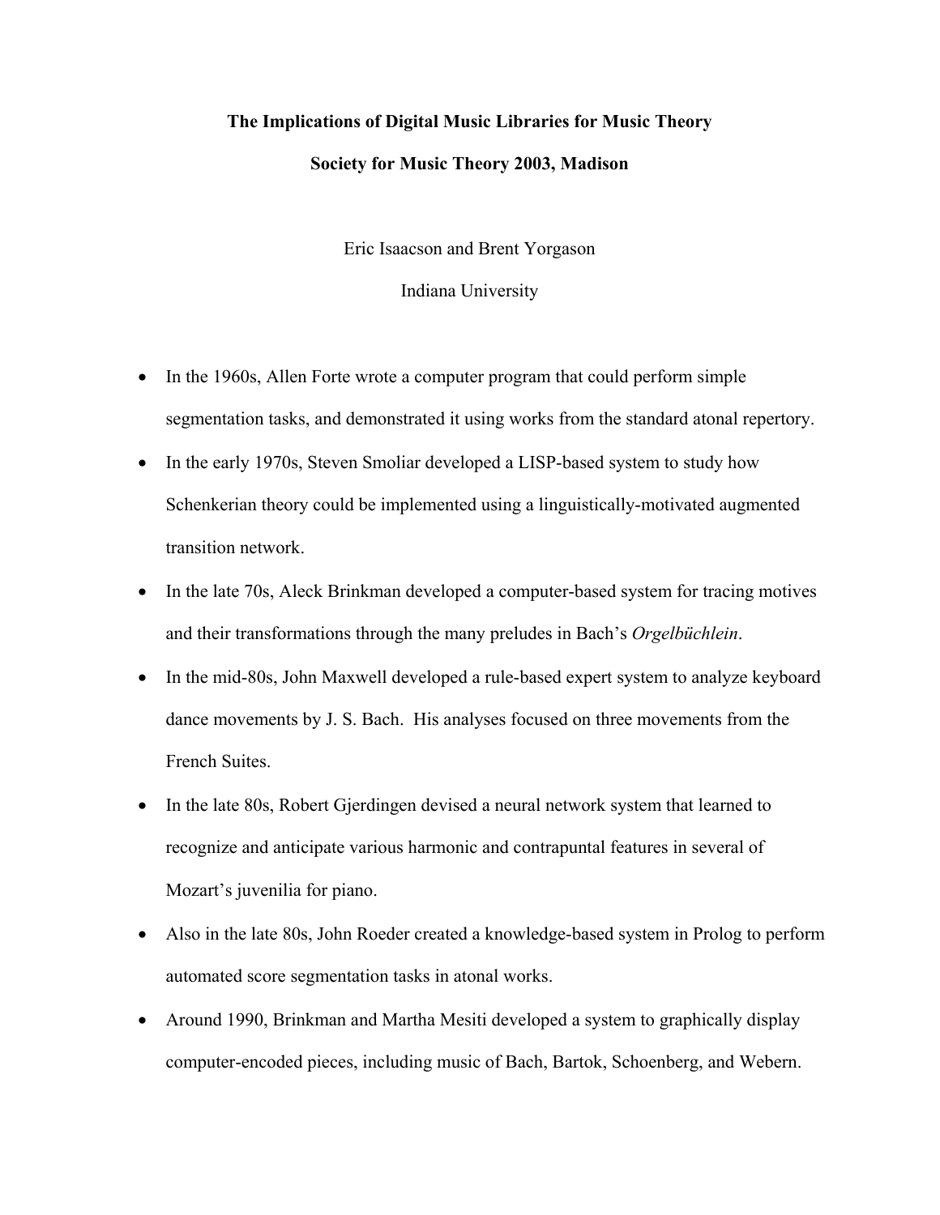# The Implications of Digital Music Libraries for Music Theory

## Society for Music Theory 2003, Madison

Eric Isaacson and Brent Yorgason

Indiana University

- In the 1960s, Allen Forte wrote a computer program that could perform simple segmentation tasks, and demonstrated it using works from the standard atonal repertory.
- In the early 1970s, Steven Smoliar developed a LISP-based system to study how Schenkerian theory could be implemented using a linguistically-motivated augmented transition network.
- In the late 70s, Aleck Brinkman developed a computer-based system for tracing motives and their transformations through the many preludes in Bach's *Orgelbüchlein*.
- In the mid-80s, John Maxwell developed a rule-based expert system to analyze keyboard dance movements by J. S. Bach. His analyses focused on three movements from the French Suites.
- In the late 80s, Robert Gjerdingen devised a neural network system that learned to recognize and anticipate various harmonic and contrapuntal features in several of Mozart's juvenilia for piano.
- Also in the late 80s, John Roeder created a knowledge-based system in Prolog to perform automated score segmentation tasks in atonal works.
- Around 1990, Brinkman and Martha Mesiti developed a system to graphically display computer-encoded pieces, including music of Bach, Bartok, Schoenberg, and Webern.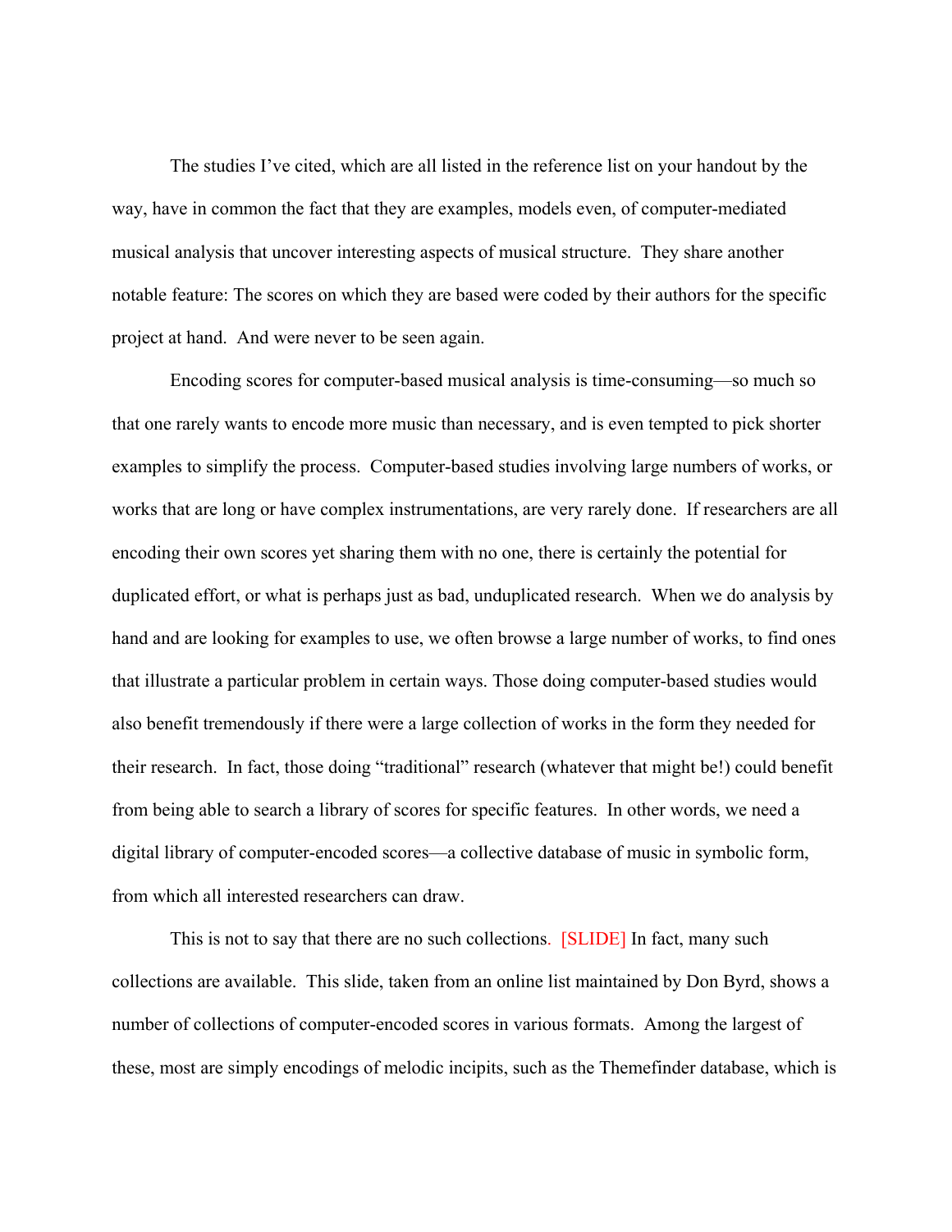The studies I've cited, which are all listed in the reference list on your handout by the way, have in common the fact that they are examples, models even, of computer-mediated musical analysis that uncover interesting aspects of musical structure. They share another notable feature: The scores on which they are based were coded by their authors for the specific project at hand. And were never to be seen again.

Encoding scores for computer-based musical analysis is time-consuming—so much so that one rarely wants to encode more music than necessary, and is even tempted to pick shorter examples to simplify the process. Computer-based studies involving large numbers of works, or works that are long or have complex instrumentations, are very rarely done. If researchers are all encoding their own scores yet sharing them with no one, there is certainly the potential for duplicated effort, or what is perhaps just as bad, unduplicated research. When we do analysis by hand and are looking for examples to use, we often browse a large number of works, to find ones that illustrate a particular problem in certain ways. Those doing computer-based studies would also benefit tremendously if there were a large collection of works in the form they needed for their research. In fact, those doing "traditional" research (whatever that might be!) could benefit from being able to search a library of scores for specific features. In other words, we need a digital library of computer-encoded scores—a collective database of music in symbolic form, from which all interested researchers can draw.

This is not to say that there are no such collections. [SLIDE] In fact, many such collections are available. This slide, taken from an online list maintained by Don Byrd, shows a number of collections of computer-encoded scores in various formats. Among the largest of these, most are simply encodings of melodic incipits, such as the Themefinder database, which is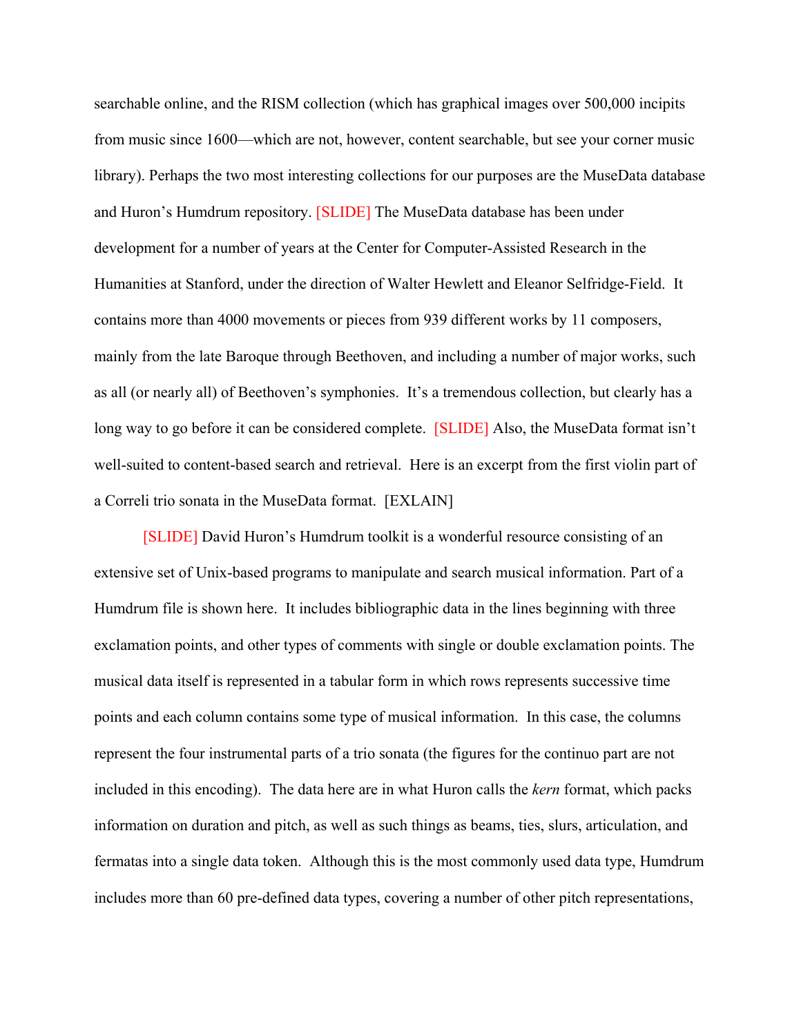searchable online, and the RISM collection (which has graphical images over 500,000 incipits from music since 1600—which are not, however, content searchable, but see your corner music library). Perhaps the two most interesting collections for our purposes are the MuseData database and Huron's Humdrum repository. [SLIDE] The MuseData database has been under development for a number of years at the Center for Computer-Assisted Research in the Humanities at Stanford, under the direction of Walter Hewlett and Eleanor Selfridge-Field. It contains more than 4000 movements or pieces from 939 different works by 11 composers, mainly from the late Baroque through Beethoven, and including a number of major works, such as all (or nearly all) of Beethoven's symphonies. It's a tremendous collection, but clearly has a long way to go before it can be considered complete. [SLIDE] Also, the MuseData format isn't well-suited to content-based search and retrieval. Here is an excerpt from the first violin part of a Correli trio sonata in the MuseData format. [EXLAIN]

[SLIDE] David Huron's Humdrum toolkit is a wonderful resource consisting of an extensive set of Unix-based programs to manipulate and search musical information. Part of a Humdrum file is shown here. It includes bibliographic data in the lines beginning with three exclamation points, and other types of comments with single or double exclamation points. The musical data itself is represented in a tabular form in which rows represents successive time points and each column contains some type of musical information. In this case, the columns represent the four instrumental parts of a trio sonata (the figures for the continuo part are not included in this encoding). The data here are in what Huron calls the *kern* format, which packs information on duration and pitch, as well as such things as beams, ties, slurs, articulation, and fermatas into a single data token. Although this is the most commonly used data type, Humdrum includes more than 60 pre-defined data types, covering a number of other pitch representations,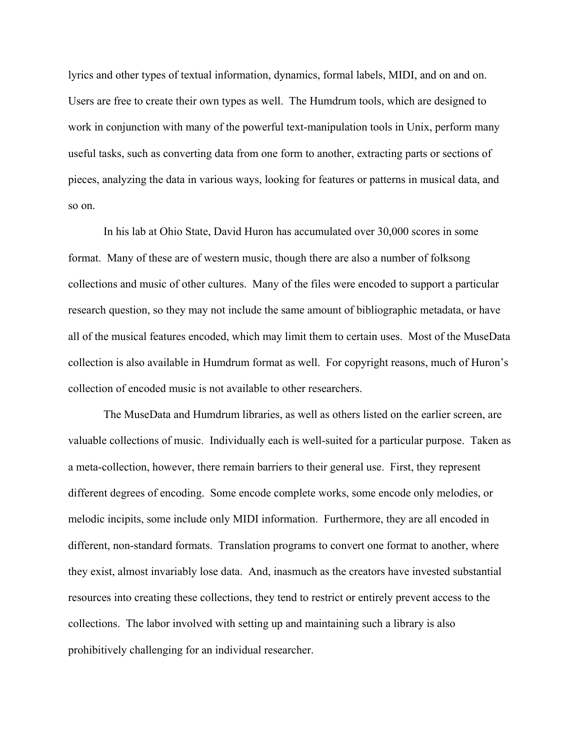lyrics and other types of textual information, dynamics, formal labels, MIDI, and on and on. Users are free to create their own types as well. The Humdrum tools, which are designed to work in conjunction with many of the powerful text-manipulation tools in Unix, perform many useful tasks, such as converting data from one form to another, extracting parts or sections of pieces, analyzing the data in various ways, looking for features or patterns in musical data, and so on.

In his lab at Ohio State, David Huron has accumulated over 30,000 scores in some format. Many of these are of western music, though there are also a number of folksong collections and music of other cultures. Many of the files were encoded to support a particular research question, so they may not include the same amount of bibliographic metadata, or have all of the musical features encoded, which may limit them to certain uses. Most of the MuseData collection is also available in Humdrum format as well. For copyright reasons, much of Huron's collection of encoded music is not available to other researchers.

The MuseData and Humdrum libraries, as well as others listed on the earlier screen, are valuable collections of music. Individually each is well-suited for a particular purpose. Taken as a meta-collection, however, there remain barriers to their general use. First, they represent different degrees of encoding. Some encode complete works, some encode only melodies, or melodic incipits, some include only MIDI information. Furthermore, they are all encoded in different, non-standard formats. Translation programs to convert one format to another, where they exist, almost invariably lose data. And, inasmuch as the creators have invested substantial resources into creating these collections, they tend to restrict or entirely prevent access to the collections. The labor involved with setting up and maintaining such a library is also prohibitively challenging for an individual researcher.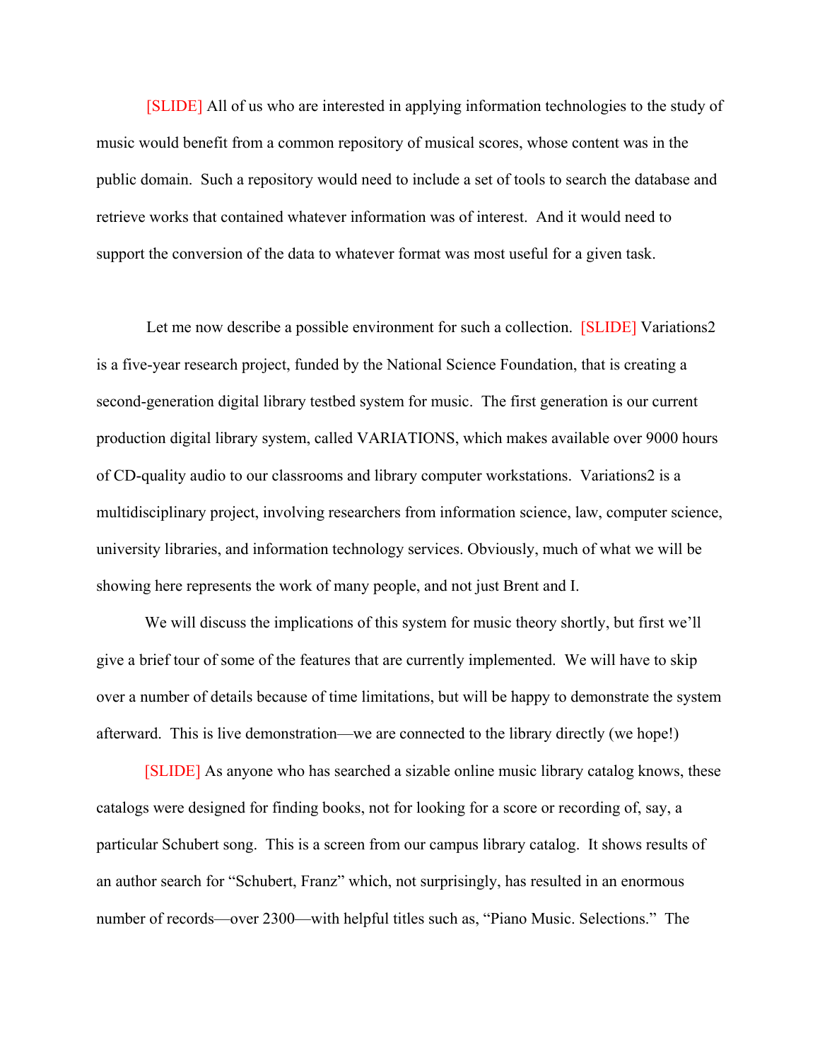[SLIDE] All of us who are interested in applying information technologies to the study of music would benefit from a common repository of musical scores, whose content was in the public domain. Such a repository would need to include a set of tools to search the database and retrieve works that contained whatever information was of interest. And it would need to support the conversion of the data to whatever format was most useful for a given task.

Let me now describe a possible environment for such a collection. [SLIDE] Variations2 is a five-year research project, funded by the National Science Foundation, that is creating a second-generation digital library testbed system for music. The first generation is our current production digital library system, called VARIATIONS, which makes available over 9000 hours of CD-quality audio to our classrooms and library computer workstations. Variations2 is a multidisciplinary project, involving researchers from information science, law, computer science, university libraries, and information technology services. Obviously, much of what we will be showing here represents the work of many people, and not just Brent and I.

We will discuss the implications of this system for music theory shortly, but first we'll give a brief tour of some of the features that are currently implemented. We will have to skip over a number of details because of time limitations, but will be happy to demonstrate the system afterward. This is live demonstration—we are connected to the library directly (we hope!)

[SLIDE] As anyone who has searched a sizable online music library catalog knows, these catalogs were designed for finding books, not for looking for a score or recording of, say, a particular Schubert song. This is a screen from our campus library catalog. It shows results of an author search for "Schubert, Franz" which, not surprisingly, has resulted in an enormous number of records—over 2300—with helpful titles such as, "Piano Music. Selections." The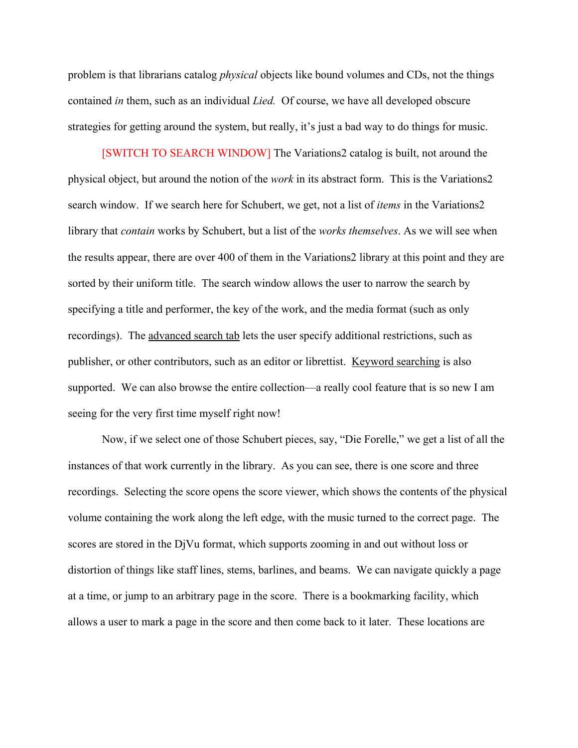problem is that librarians catalog *physical* objects like bound volumes and CDs, not the things contained *in* them, such as an individual *Lied.* Of course, we have all developed obscure strategies for getting around the system, but really, it's just a bad way to do things for music.

[SWITCH TO SEARCH WINDOW] The Variations2 catalog is built, not around the physical object, but around the notion of the *work* in its abstract form. This is the Variations2 search window. If we search here for Schubert, we get, not a list of *items* in the Variations2 library that *contain* works by Schubert, but a list of the *works themselves*. As we will see when the results appear, there are over 400 of them in the Variations2 library at this point and they are sorted by their uniform title. The search window allows the user to narrow the search by specifying a title and performer, the key of the work, and the media format (such as only recordings). The advanced search tab lets the user specify additional restrictions, such as publisher, or other contributors, such as an editor or librettist. Keyword searching is also supported. We can also browse the entire collection—a really cool feature that is so new I am seeing for the very first time myself right now!

Now, if we select one of those Schubert pieces, say, "Die Forelle," we get a list of all the instances of that work currently in the library. As you can see, there is one score and three recordings. Selecting the score opens the score viewer, which shows the contents of the physical volume containing the work along the left edge, with the music turned to the correct page. The scores are stored in the DjVu format, which supports zooming in and out without loss or distortion of things like staff lines, stems, barlines, and beams. We can navigate quickly a page at a time, or jump to an arbitrary page in the score. There is a bookmarking facility, which allows a user to mark a page in the score and then come back to it later. These locations are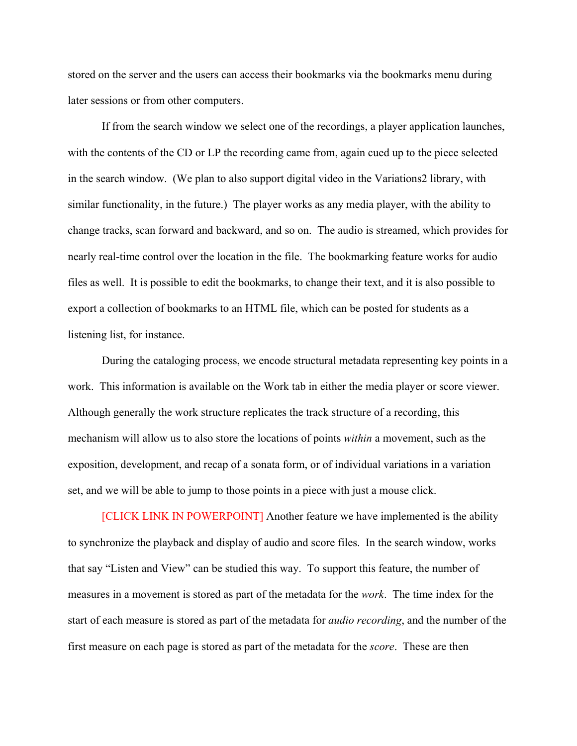stored on the server and the users can access their bookmarks via the bookmarks menu during later sessions or from other computers.

If from the search window we select one of the recordings, a player application launches, with the contents of the CD or LP the recording came from, again cued up to the piece selected in the search window. (We plan to also support digital video in the Variations2 library, with similar functionality, in the future.) The player works as any media player, with the ability to change tracks, scan forward and backward, and so on. The audio is streamed, which provides for nearly real-time control over the location in the file. The bookmarking feature works for audio files as well. It is possible to edit the bookmarks, to change their text, and it is also possible to export a collection of bookmarks to an HTML file, which can be posted for students as a listening list, for instance.

During the cataloging process, we encode structural metadata representing key points in a work. This information is available on the Work tab in either the media player or score viewer. Although generally the work structure replicates the track structure of a recording, this mechanism will allow us to also store the locations of points *within* a movement, such as the exposition, development, and recap of a sonata form, or of individual variations in a variation set, and we will be able to jump to those points in a piece with just a mouse click.

[CLICK LINK IN POWERPOINT] Another feature we have implemented is the ability to synchronize the playback and display of audio and score files. In the search window, works that say “Listen and View” can be studied this way. To support this feature, the number of measures in a movement is stored as part of the metadata for the *work*. The time index for the start of each measure is stored as part of the metadata for *audio recording*, and the number of the first measure on each page is stored as part of the metadata for the *score*. These are then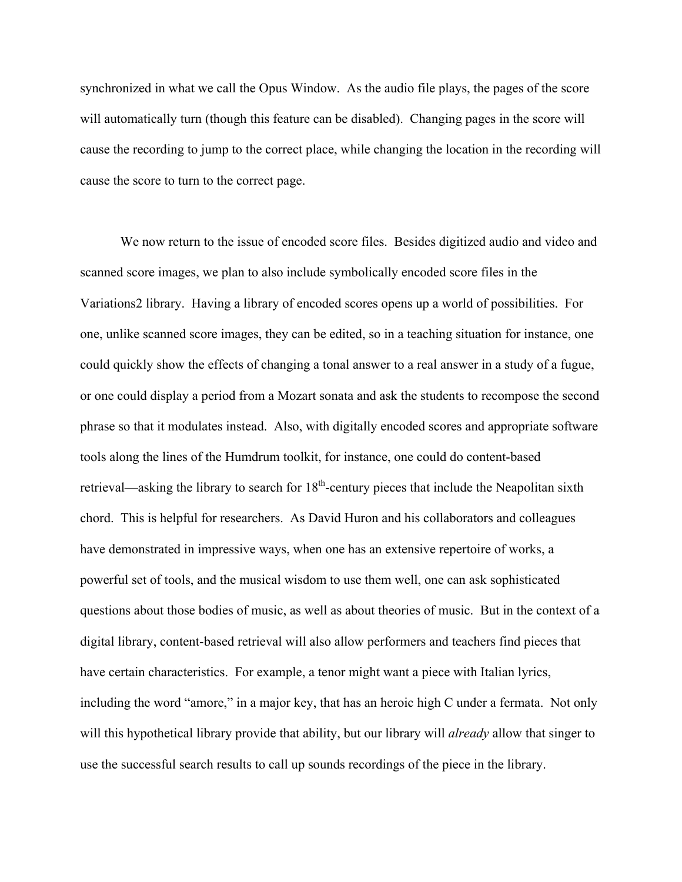synchronized in what we call the Opus Window. As the audio file plays, the pages of the score will automatically turn (though this feature can be disabled). Changing pages in the score will cause the recording to jump to the correct place, while changing the location in the recording will cause the score to turn to the correct page.

We now return to the issue of encoded score files. Besides digitized audio and video and scanned score images, we plan to also include symbolically encoded score files in the Variations2 library. Having a library of encoded scores opens up a world of possibilities. For one, unlike scanned score images, they can be edited, so in a teaching situation for instance, one could quickly show the effects of changing a tonal answer to a real answer in a study of a fugue, or one could display a period from a Mozart sonata and ask the students to recompose the second phrase so that it modulates instead. Also, with digitally encoded scores and appropriate software tools along the lines of the Humdrum toolkit, for instance, one could do content-based retrieval—asking the library to search for 18th-century pieces that include the Neapolitan sixth chord. This is helpful for researchers. As David Huron and his collaborators and colleagues have demonstrated in impressive ways, when one has an extensive repertoire of works, a powerful set of tools, and the musical wisdom to use them well, one can ask sophisticated questions about those bodies of music, as well as about theories of music. But in the context of a digital library, content-based retrieval will also allow performers and teachers find pieces that have certain characteristics. For example, a tenor might want a piece with Italian lyrics, including the word "amore," in a major key, that has an heroic high C under a fermata. Not only will this hypothetical library provide that ability, but our library will *already* allow that singer to use the successful search results to call up sounds recordings of the piece in the library.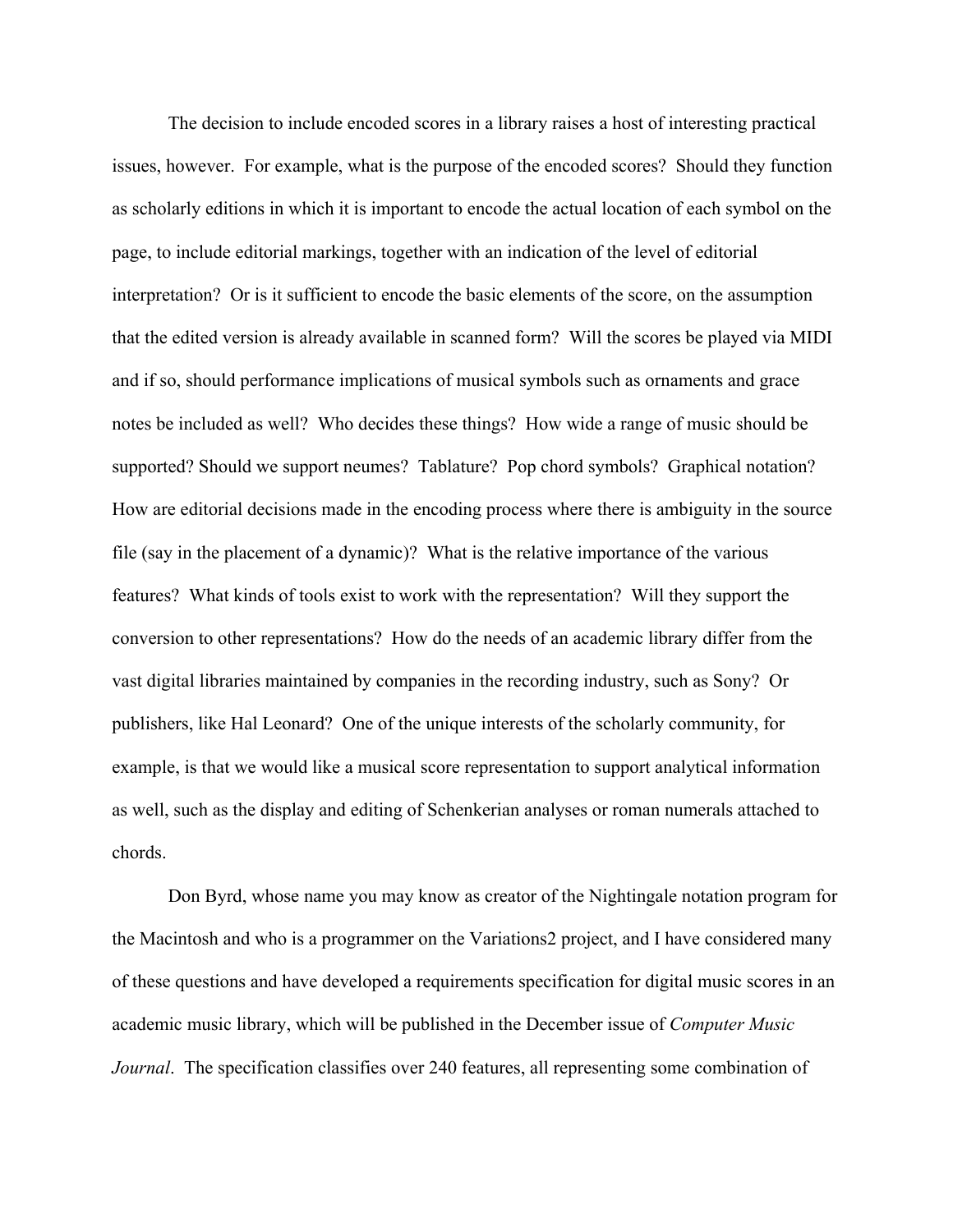The decision to include encoded scores in a library raises a host of interesting practical issues, however. For example, what is the purpose of the encoded scores? Should they function as scholarly editions in which it is important to encode the actual location of each symbol on the page, to include editorial markings, together with an indication of the level of editorial interpretation? Or is it sufficient to encode the basic elements of the score, on the assumption that the edited version is already available in scanned form? Will the scores be played via MIDI and if so, should performance implications of musical symbols such as ornaments and grace notes be included as well? Who decides these things? How wide a range of music should be supported? Should we support neumes? Tablature? Pop chord symbols? Graphical notation? How are editorial decisions made in the encoding process where there is ambiguity in the source file (say in the placement of a dynamic)? What is the relative importance of the various features? What kinds of tools exist to work with the representation? Will they support the conversion to other representations? How do the needs of an academic library differ from the vast digital libraries maintained by companies in the recording industry, such as Sony? Or publishers, like Hal Leonard? One of the unique interests of the scholarly community, for example, is that we would like a musical score representation to support analytical information as well, such as the display and editing of Schenkerian analyses or roman numerals attached to chords.

Don Byrd, whose name you may know as creator of the Nightingale notation program for the Macintosh and who is a programmer on the Variations2 project, and I have considered many of these questions and have developed a requirements specification for digital music scores in an academic music library, which will be published in the December issue of *Computer Music Journal*. The specification classifies over 240 features, all representing some combination of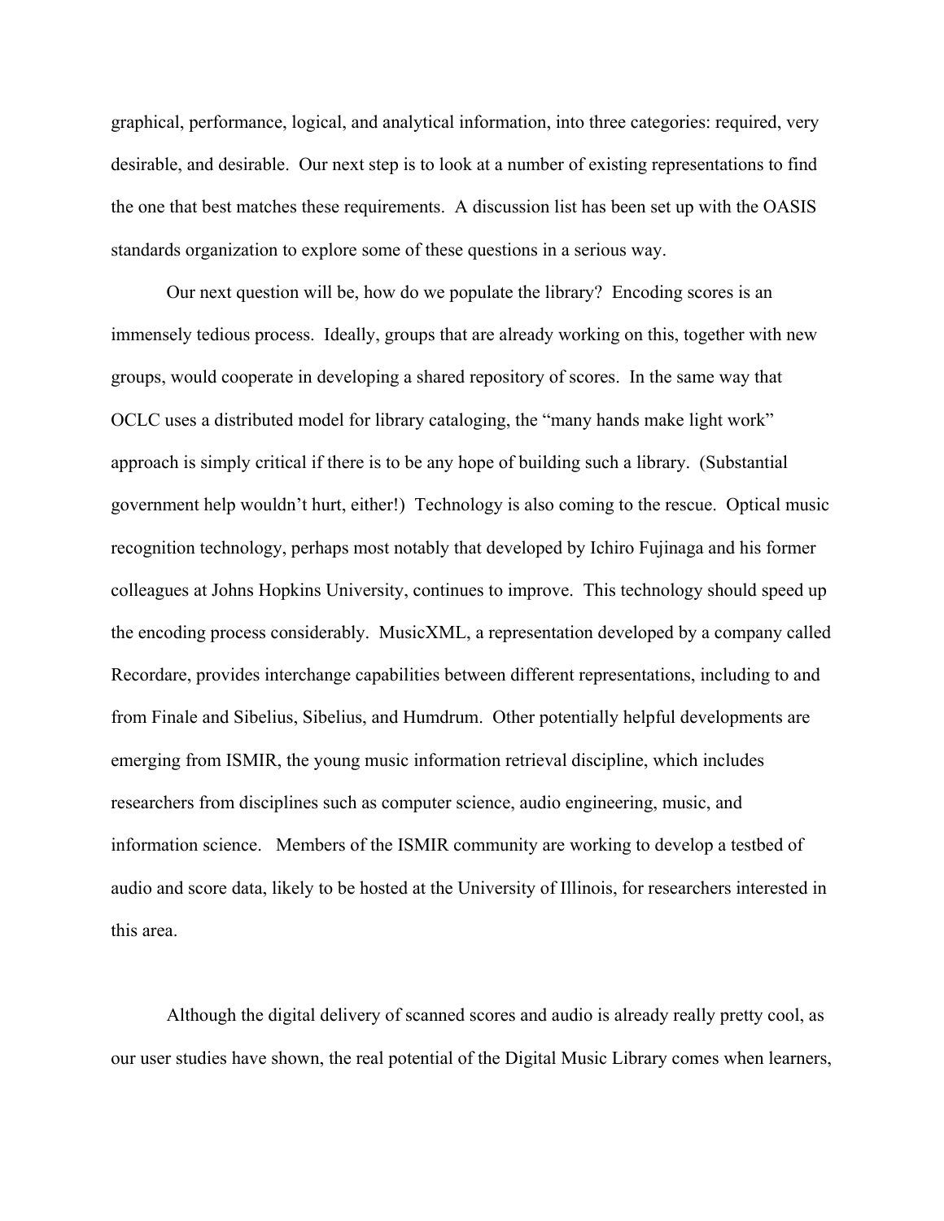graphical, performance, logical, and analytical information, into three categories: required, very desirable, and desirable. Our next step is to look at a number of existing representations to find the one that best matches these requirements. A discussion list has been set up with the OASIS standards organization to explore some of these questions in a serious way.

Our next question will be, how do we populate the library? Encoding scores is an immensely tedious process. Ideally, groups that are already working on this, together with new groups, would cooperate in developing a shared repository of scores. In the same way that OCLC uses a distributed model for library cataloging, the "many hands make light work" approach is simply critical if there is to be any hope of building such a library. (Substantial government help wouldn't hurt, either!) Technology is also coming to the rescue. Optical music recognition technology, perhaps most notably that developed by Ichiro Fujinaga and his former colleagues at Johns Hopkins University, continues to improve. This technology should speed up the encoding process considerably. MusicXML, a representation developed by a company called Recordare, provides interchange capabilities between different representations, including to and from Finale and Sibelius, Sibelius, and Humdrum. Other potentially helpful developments are emerging from ISMIR, the young music information retrieval discipline, which includes researchers from disciplines such as computer science, audio engineering, music, and information science. Members of the ISMIR community are working to develop a testbed of audio and score data, likely to be hosted at the University of Illinois, for researchers interested in this area.

Although the digital delivery of scanned scores and audio is already really pretty cool, as our user studies have shown, the real potential of the Digital Music Library comes when learners,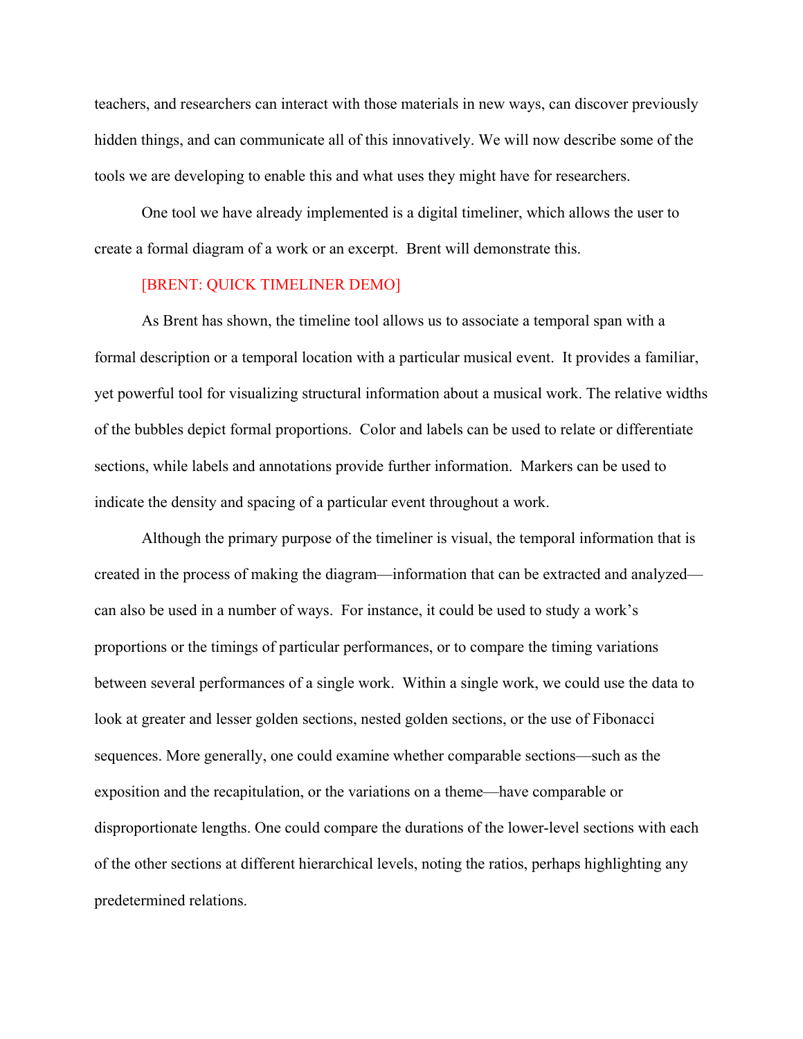teachers, and researchers can interact with those materials in new ways, can discover previously hidden things, and can communicate all of this innovatively. We will now describe some of the tools we are developing to enable this and what uses they might have for researchers.

One tool we have already implemented is a digital timeliner, which allows the user to create a formal diagram of a work or an excerpt. Brent will demonstrate this.

[BRENT: QUICK TIMELINER DEMO]

As Brent has shown, the timeline tool allows us to associate a temporal span with a formal description or a temporal location with a particular musical event. It provides a familiar, yet powerful tool for visualizing structural information about a musical work. The relative widths of the bubbles depict formal proportions. Color and labels can be used to relate or differentiate sections, while labels and annotations provide further information. Markers can be used to indicate the density and spacing of a particular event throughout a work.

Although the primary purpose of the timeliner is visual, the temporal information that is created in the process of making the diagram—information that can be extracted and analyzed—can also be used in a number of ways. For instance, it could be used to study a work's proportions or the timings of particular performances, or to compare the timing variations between several performances of a single work. Within a single work, we could use the data to look at greater and lesser golden sections, nested golden sections, or the use of Fibonacci sequences. More generally, one could examine whether comparable sections—such as the exposition and the recapitulation, or the variations on a theme—have comparable or disproportionate lengths. One could compare the durations of the lower-level sections with each of the other sections at different hierarchical levels, noting the ratios, perhaps highlighting any predetermined relations.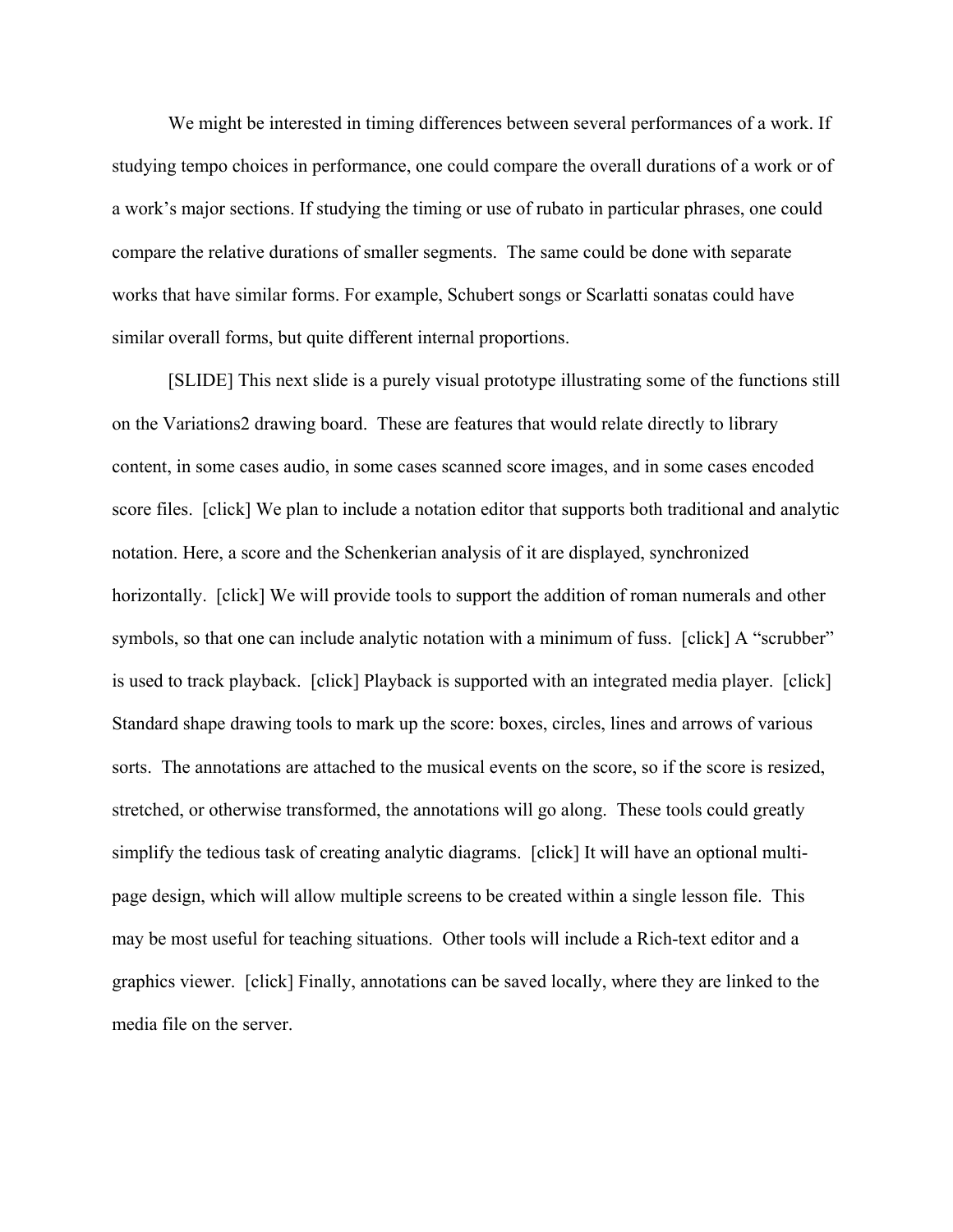We might be interested in timing differences between several performances of a work. If studying tempo choices in performance, one could compare the overall durations of a work or of a work's major sections. If studying the timing or use of rubato in particular phrases, one could compare the relative durations of smaller segments. The same could be done with separate works that have similar forms. For example, Schubert songs or Scarlatti sonatas could have similar overall forms, but quite different internal proportions.

[SLIDE] This next slide is a purely visual prototype illustrating some of the functions still on the Variations2 drawing board. These are features that would relate directly to library content, in some cases audio, in some cases scanned score images, and in some cases encoded score files. [click] We plan to include a notation editor that supports both traditional and analytic notation. Here, a score and the Schenkerian analysis of it are displayed, synchronized horizontally. [click] We will provide tools to support the addition of roman numerals and other symbols, so that one can include analytic notation with a minimum of fuss. [click] A "scrubber" is used to track playback. [click] Playback is supported with an integrated media player. [click] Standard shape drawing tools to mark up the score: boxes, circles, lines and arrows of various sorts. The annotations are attached to the musical events on the score, so if the score is resized, stretched, or otherwise transformed, the annotations will go along. These tools could greatly simplify the tedious task of creating analytic diagrams. [click] It will have an optional multi-page design, which will allow multiple screens to be created within a single lesson file. This may be most useful for teaching situations. Other tools will include a Rich-text editor and a graphics viewer. [click] Finally, annotations can be saved locally, where they are linked to the media file on the server.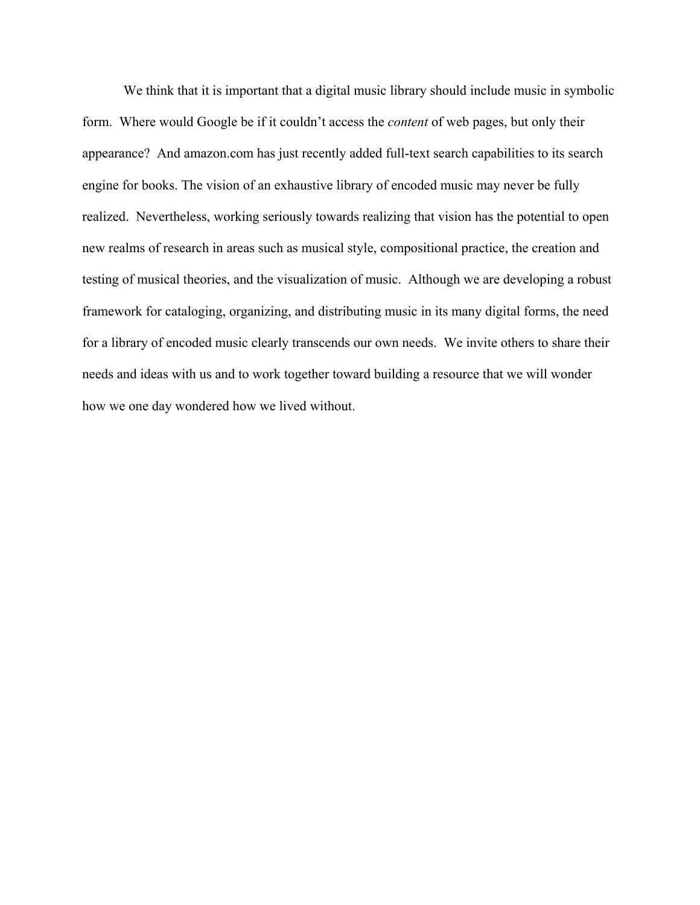We think that it is important that a digital music library should include music in symbolic form. Where would Google be if it couldn't access the *content* of web pages, but only their appearance? And amazon.com has just recently added full-text search capabilities to its search engine for books. The vision of an exhaustive library of encoded music may never be fully realized. Nevertheless, working seriously towards realizing that vision has the potential to open new realms of research in areas such as musical style, compositional practice, the creation and testing of musical theories, and the visualization of music. Although we are developing a robust framework for cataloging, organizing, and distributing music in its many digital forms, the need for a library of encoded music clearly transcends our own needs. We invite others to share their needs and ideas with us and to work together toward building a resource that we will wonder how we one day wondered how we lived without.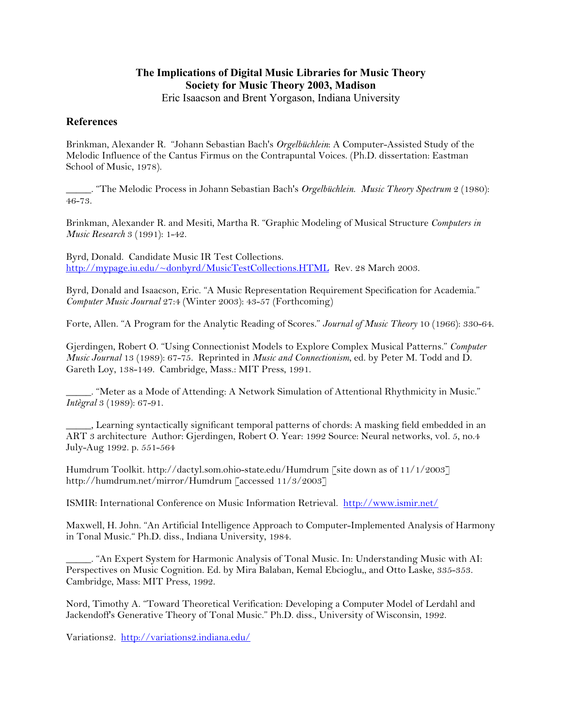**The Implications of Digital Music Libraries for Music Theory**
**Society for Music Theory 2003, Madison**
Eric Isaacson and Brent Yorgason, Indiana University

## References

Brinkman, Alexander R. "Johann Sebastian Bach's *Orgelbüchlein*: A Computer-Assisted Study of the Melodic Influence of the Cantus Firmus on the Contrapuntal Voices. (Ph.D. dissertation: Eastman School of Music, 1978).

_____. "The Melodic Process in Johann Sebastian Bach's *Orgelbüchlein. Music Theory Spectrum* 2 (1980): 46-73.

Brinkman, Alexander R. and Mesiti, Martha R. "Graphic Modeling of Musical Structure *Computers in Music Research* 3 (1991): 1-42.

Byrd, Donald. Candidate Music IR Test Collections. http://mypage.iu.edu/~donbyrd/MusicTestCollections.HTML Rev. 28 March 2003.

Byrd, Donald and Isaacson, Eric. "A Music Representation Requirement Specification for Academia." *Computer Music Journal* 27:4 (Winter 2003): 43-57 (Forthcoming)

Forte, Allen. "A Program for the Analytic Reading of Scores." *Journal of Music Theory* 10 (1966): 330-64.

Gjerdingen, Robert O. "Using Connectionist Models to Explore Complex Musical Patterns." *Computer Music Journal* 13 (1989): 67-75. Reprinted in *Music and Connectionism*, ed. by Peter M. Todd and D. Gareth Loy, 138-149. Cambridge, Mass.: MIT Press, 1991.

_____. "Meter as a Mode of Attending: A Network Simulation of Attentional Rhythmicity in Music." *Intègral* 3 (1989): 67-91.

_____, Learning syntactically significant temporal patterns of chords: A masking field embedded in an ART 3 architecture Author: Gjerdingen, Robert O. Year: 1992 Source: Neural networks, vol. 5, no.4 July-Aug 1992. p. 551-564

Humdrum Toolkit. http://dactyl.som.ohio-state.edu/Humdrum [site down as of 11/1/2003] http://humdrum.net/mirror/Humdrum [accessed 11/3/2003]

ISMIR: International Conference on Music Information Retrieval. http://www.ismir.net/

Maxwell, H. John. "An Artificial Intelligence Approach to Computer-Implemented Analysis of Harmony in Tonal Music." Ph.D. diss., Indiana University, 1984.

_____. "An Expert System for Harmonic Analysis of Tonal Music. In: Understanding Music with AI: Perspectives on Music Cognition. Ed. by Mira Balaban, Kemal Ebcioglu,, and Otto Laske, 335-353. Cambridge, Mass: MIT Press, 1992.

Nord, Timothy A. "Toward Theoretical Verification: Developing a Computer Model of Lerdahl and Jackendoff's Generative Theory of Tonal Music." Ph.D. diss., University of Wisconsin, 1992.

Variations2. http://variations2.indiana.edu/